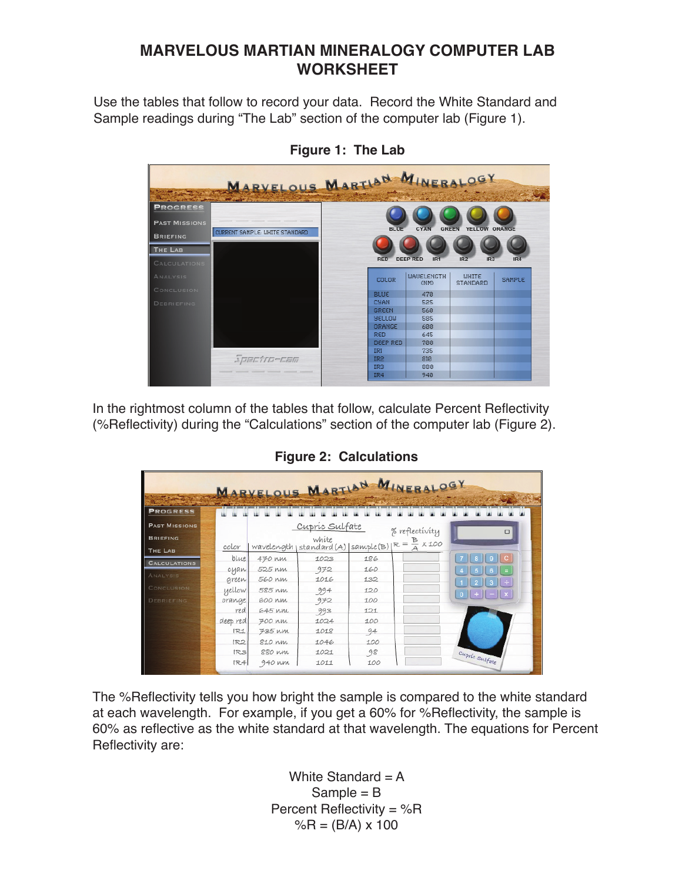# MARVELOUS MARTIAN MINERALOGY COMPUTER LAB WORKSHEET

Use the tables that follow to record your data. Record the White Standard and Sample readings during "The Lab" section of the computer lab (Figure 1).

**Figure 1: The Lab**

In the rightmost column of the tables that follow, calculate Percent Reflectivity (%Reflectivity) during the "Calculations" section of the computer lab (Figure 2).

**Figure 2: Calculations**

The %Reflectivity tells you how bright the sample is compared to the white standard at each wavelength. For example, if you get a 60% for %Reflectivity, the sample is 60% as reflective as the white standard at that wavelength. The equations for Percent Reflectivity are:

White Standard = A
Sample = B
Percent Reflectivity = %R

$$\%R = (B/A) \times 100$$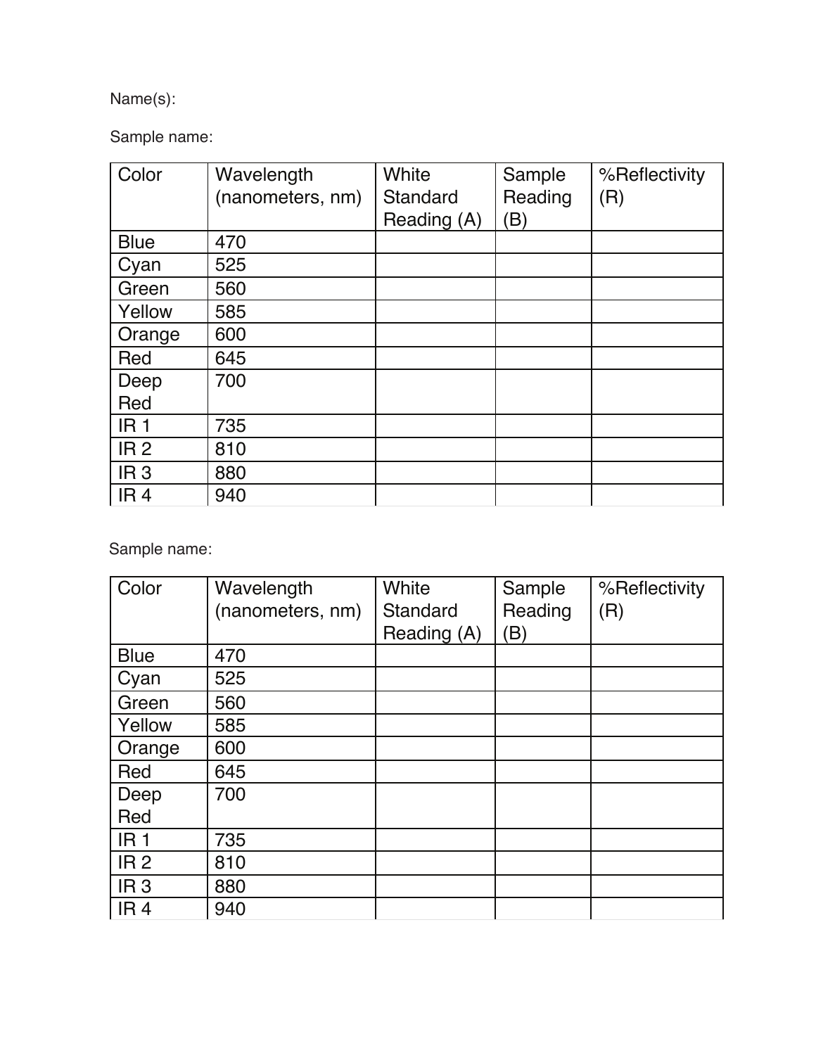Name(s):

Sample name:

| Color | Wavelength (nanometers, nm) | White Standard Reading (A) | Sample Reading (B) | %Reflectivity (R) |
|---|---|---|---|---|
| Blue | 470 | | | |
| Cyan | 525 | | | |
| Green | 560 | | | |
| Yellow | 585 | | | |
| Orange | 600 | | | |
| Red | 645 | | | |
| Deep Red | 700 | | | |
| IR 1 | 735 | | | |
| IR 2 | 810 | | | |
| IR 3 | 880 | | | |
| IR 4 | 940 | | | |

Sample name:

| Color | Wavelength (nanometers, nm) | White Standard Reading (A) | Sample Reading (B) | %Reflectivity (R) |
|---|---|---|---|---|
| Blue | 470 | | | |
| Cyan | 525 | | | |
| Green | 560 | | | |
| Yellow | 585 | | | |
| Orange | 600 | | | |
| Red | 645 | | | |
| Deep Red | 700 | | | |
| IR 1 | 735 | | | |
| IR 2 | 810 | | | |
| IR 3 | 880 | | | |
| IR 4 | 940 | | | |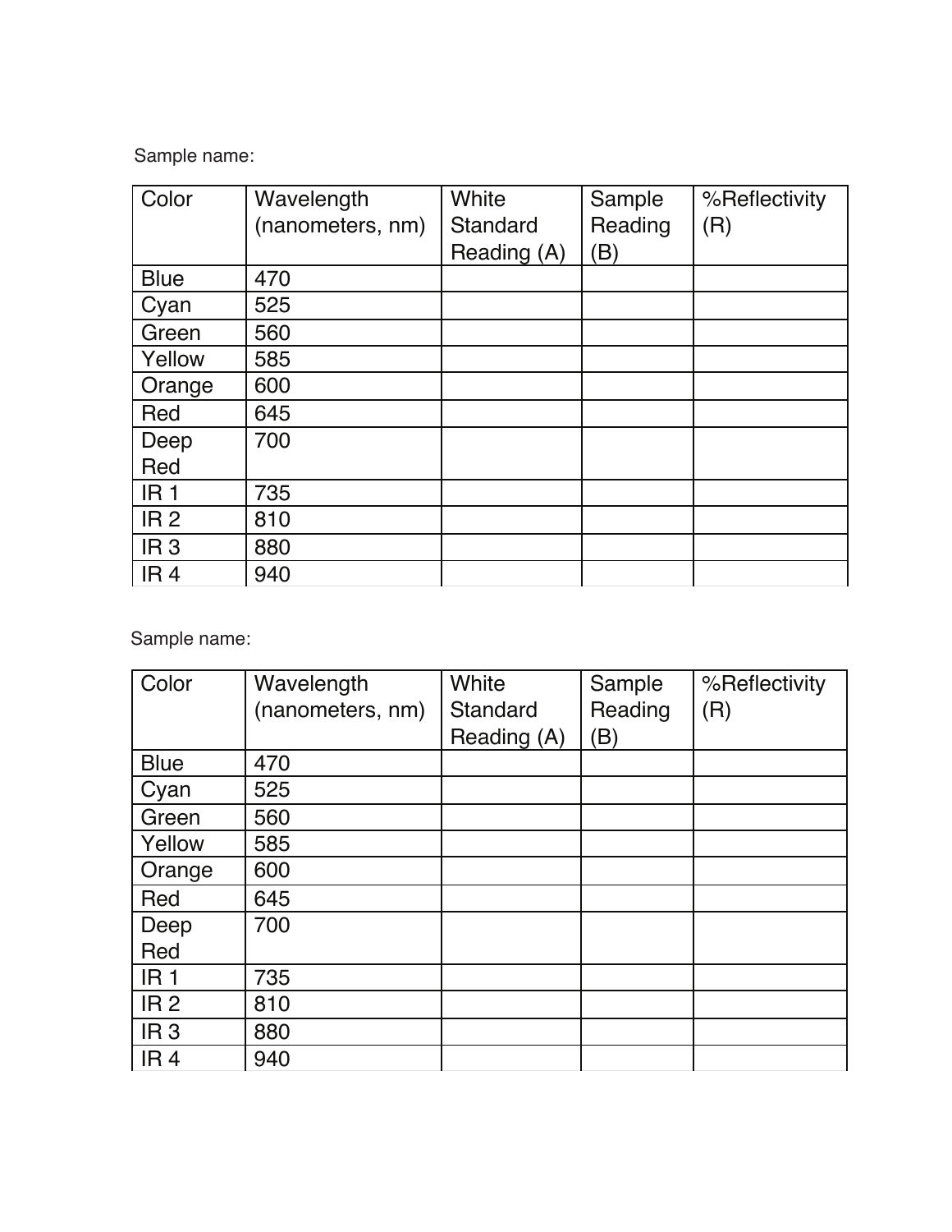Sample name:

| Color | Wavelength (nanometers, nm) | White Standard Reading (A) | Sample Reading (B) | %Reflectivity (R) |
|---|---|---|---|---|
| Blue | 470 | | | |
| Cyan | 525 | | | |
| Green | 560 | | | |
| Yellow | 585 | | | |
| Orange | 600 | | | |
| Red | 645 | | | |
| Deep Red | 700 | | | |
| IR 1 | 735 | | | |
| IR 2 | 810 | | | |
| IR 3 | 880 | | | |
| IR 4 | 940 | | | |

Sample name:

| Color | Wavelength (nanometers, nm) | White Standard Reading (A) | Sample Reading (B) | %Reflectivity (R) |
|---|---|---|---|---|
| Blue | 470 | | | |
| Cyan | 525 | | | |
| Green | 560 | | | |
| Yellow | 585 | | | |
| Orange | 600 | | | |
| Red | 645 | | | |
| Deep Red | 700 | | | |
| IR 1 | 735 | | | |
| IR 2 | 810 | | | |
| IR 3 | 880 | | | |
| IR 4 | 940 | | | |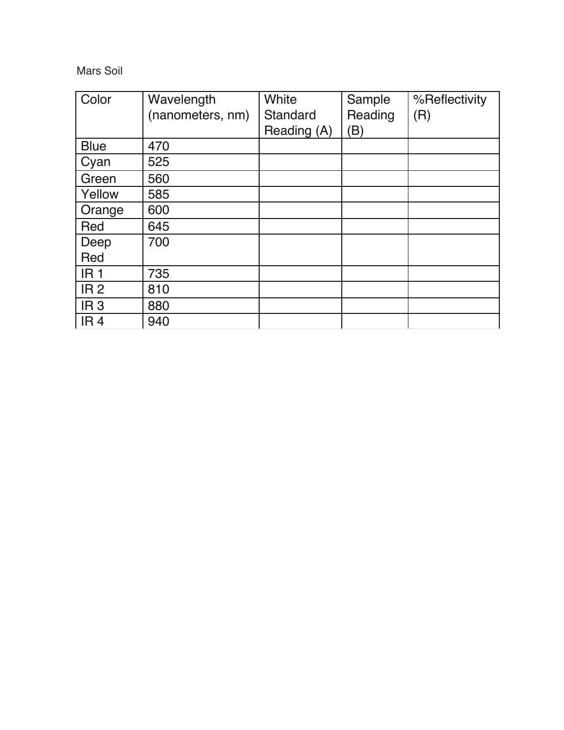Mars Soil

| Color | Wavelength (nanometers, nm) | White Standard Reading (A) | Sample Reading (B) | %Reflectivity (R) |
|---|---|---|---|---|
| Blue | 470 | | | |
| Cyan | 525 | | | |
| Green | 560 | | | |
| Yellow | 585 | | | |
| Orange | 600 | | | |
| Red | 645 | | | |
| Deep Red | 700 | | | |
| IR 1 | 735 | | | |
| IR 2 | 810 | | | |
| IR 3 | 880 | | | |
| IR 4 | 940 | | | |